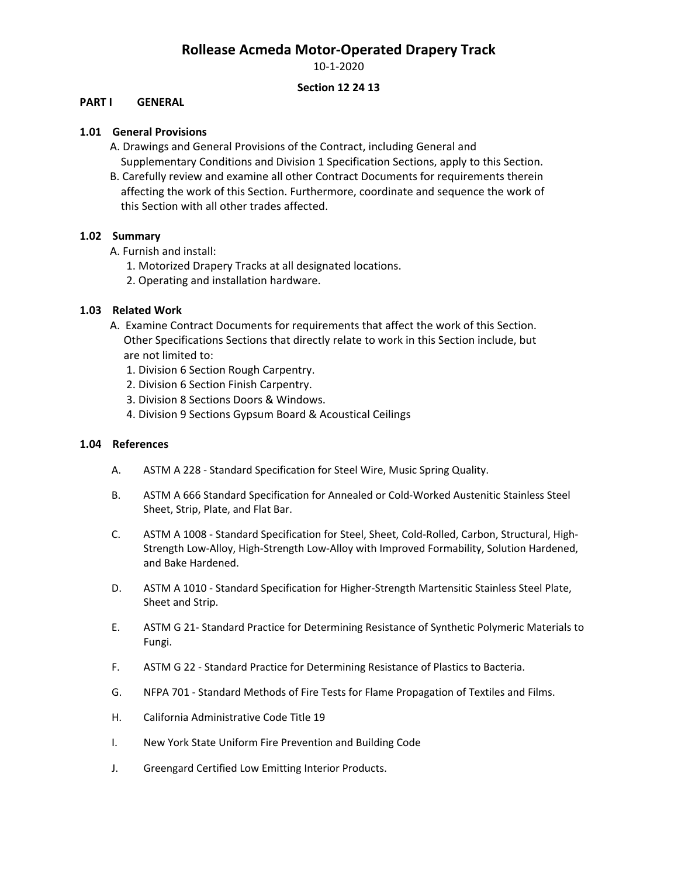# Rollease Acmeda Motor-Operated Drapery Track

10-1-2020

**Section 12 24 13**

## PART I GENERAL

### 1.01 General Provisions

A. Drawings and General Provisions of the Contract, including General and Supplementary Conditions and Division 1 Specification Sections, apply to this Section.

B. Carefully review and examine all other Contract Documents for requirements therein affecting the work of this Section. Furthermore, coordinate and sequence the work of this Section with all other trades affected.

### 1.02 Summary

A. Furnish and install:

1. Motorized Drapery Tracks at all designated locations.
2. Operating and installation hardware.

### 1.03 Related Work

A. Examine Contract Documents for requirements that affect the work of this Section. Other Specifications Sections that directly relate to work in this Section include, but are not limited to:

1. Division 6 Section Rough Carpentry.
2. Division 6 Section Finish Carpentry.
3. Division 8 Sections Doors & Windows.
4. Division 9 Sections Gypsum Board & Acoustical Ceilings

### 1.04 References

A. ASTM A 228 - Standard Specification for Steel Wire, Music Spring Quality.

B. ASTM A 666 Standard Specification for Annealed or Cold-Worked Austenitic Stainless Steel Sheet, Strip, Plate, and Flat Bar.

C. ASTM A 1008 - Standard Specification for Steel, Sheet, Cold-Rolled, Carbon, Structural, High-Strength Low-Alloy, High-Strength Low-Alloy with Improved Formability, Solution Hardened, and Bake Hardened.

D. ASTM A 1010 - Standard Specification for Higher-Strength Martensitic Stainless Steel Plate, Sheet and Strip.

E. ASTM G 21- Standard Practice for Determining Resistance of Synthetic Polymeric Materials to Fungi.

F. ASTM G 22 - Standard Practice for Determining Resistance of Plastics to Bacteria.

G. NFPA 701 - Standard Methods of Fire Tests for Flame Propagation of Textiles and Films.

H. California Administrative Code Title 19

I. New York State Uniform Fire Prevention and Building Code

J. Greengard Certified Low Emitting Interior Products.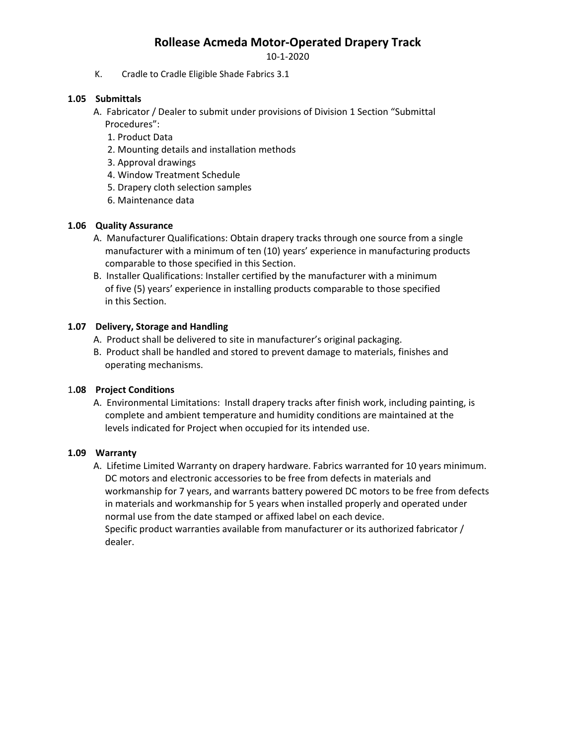K. Cradle to Cradle Eligible Shade Fabrics 3.1

**1.05 Submittals**

A. Fabricator / Dealer to submit under provisions of Division 1 Section "Submittal Procedures":

1. Product Data
2. Mounting details and installation methods
3. Approval drawings
4. Window Treatment Schedule
5. Drapery cloth selection samples
6. Maintenance data

**1.06 Quality Assurance**

A. Manufacturer Qualifications: Obtain drapery tracks through one source from a single manufacturer with a minimum of ten (10) years' experience in manufacturing products comparable to those specified in this Section.

B. Installer Qualifications: Installer certified by the manufacturer with a minimum of five (5) years' experience in installing products comparable to those specified in this Section.

**1.07 Delivery, Storage and Handling**

A. Product shall be delivered to site in manufacturer's original packaging.

B. Product shall be handled and stored to prevent damage to materials, finishes and operating mechanisms.

**1.08 Project Conditions**

A. Environmental Limitations: Install drapery tracks after finish work, including painting, is complete and ambient temperature and humidity conditions are maintained at the levels indicated for Project when occupied for its intended use.

**1.09 Warranty**

A. Lifetime Limited Warranty on drapery hardware. Fabrics warranted for 10 years minimum. DC motors and electronic accessories to be free from defects in materials and workmanship for 7 years, and warrants battery powered DC motors to be free from defects in materials and workmanship for 5 years when installed properly and operated under normal use from the date stamped or affixed label on each device.
Specific product warranties available from manufacturer or its authorized fabricator / dealer.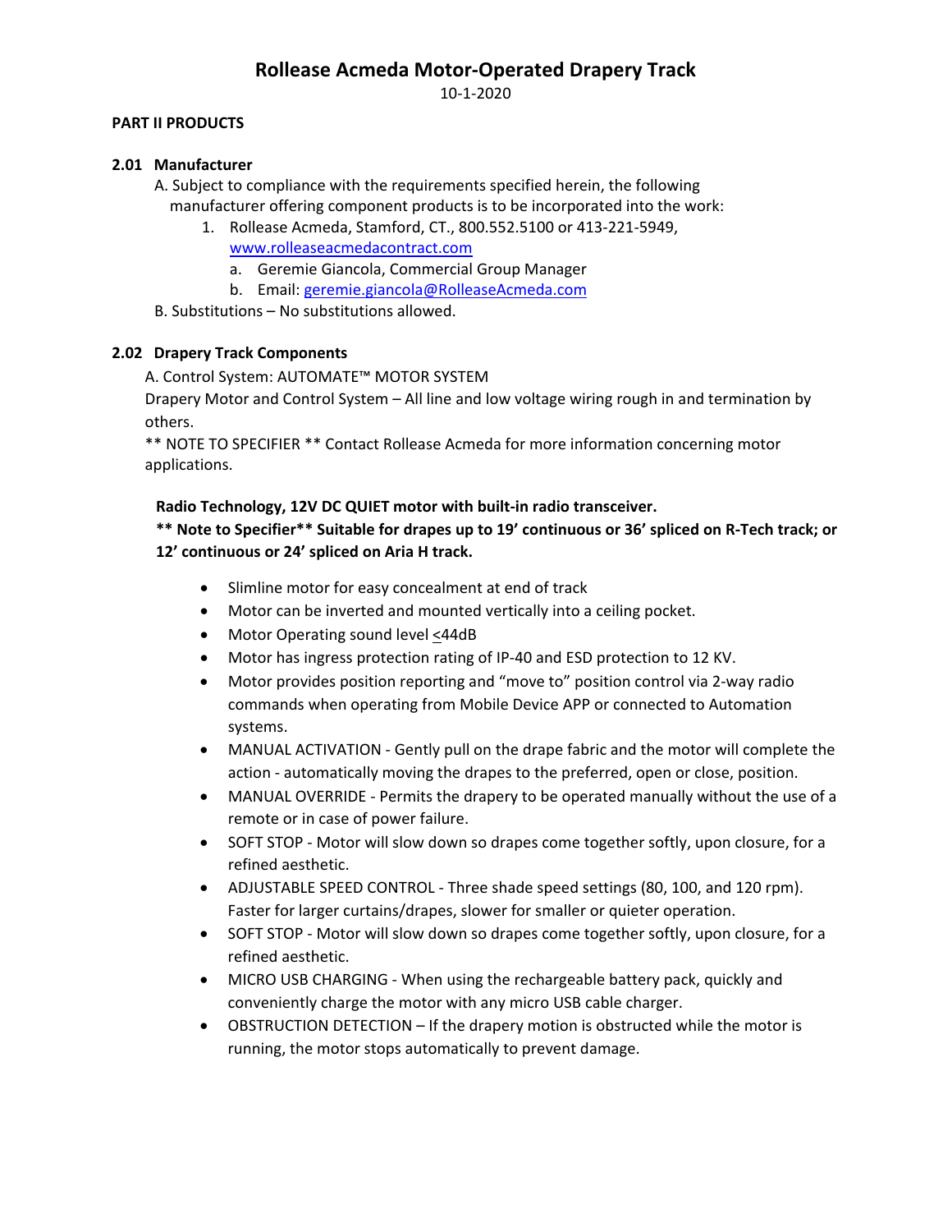# Rollease Acmeda Motor-Operated Drapery Track

10-1-2020

## PART II PRODUCTS

### 2.01 Manufacturer

A. Subject to compliance with the requirements specified herein, the following manufacturer offering component products is to be incorporated into the work:

1. Rollease Acmeda, Stamford, CT., 800.552.5100 or 413-221-5949, www.rolleaseacmedacontract.com
   a. Geremie Giancola, Commercial Group Manager
   b. Email: geremie.giancola@RolleaseAcmeda.com

B. Substitutions – No substitutions allowed.

### 2.02 Drapery Track Components

A. Control System: AUTOMATE™ MOTOR SYSTEM

Drapery Motor and Control System – All line and low voltage wiring rough in and termination by others.

** NOTE TO SPECIFIER ** Contact Rollease Acmeda for more information concerning motor applications.

**Radio Technology, 12V DC QUIET motor with built-in radio transceiver.**

**** Note to Specifier** Suitable for drapes up to 19' continuous or 36' spliced on R-Tech track; or 12' continuous or 24' spliced on Aria H track.**

- Slimline motor for easy concealment at end of track
- Motor can be inverted and mounted vertically into a ceiling pocket.
- Motor Operating sound level ≤44dB
- Motor has ingress protection rating of IP-40 and ESD protection to 12 KV.
- Motor provides position reporting and "move to" position control via 2-way radio commands when operating from Mobile Device APP or connected to Automation systems.
- MANUAL ACTIVATION - Gently pull on the drape fabric and the motor will complete the action - automatically moving the drapes to the preferred, open or close, position.
- MANUAL OVERRIDE - Permits the drapery to be operated manually without the use of a remote or in case of power failure.
- SOFT STOP - Motor will slow down so drapes come together softly, upon closure, for a refined aesthetic.
- ADJUSTABLE SPEED CONTROL - Three shade speed settings (80, 100, and 120 rpm). Faster for larger curtains/drapes, slower for smaller or quieter operation.
- SOFT STOP - Motor will slow down so drapes come together softly, upon closure, for a refined aesthetic.
- MICRO USB CHARGING - When using the rechargeable battery pack, quickly and conveniently charge the motor with any micro USB cable charger.
- OBSTRUCTION DETECTION – If the drapery motion is obstructed while the motor is running, the motor stops automatically to prevent damage.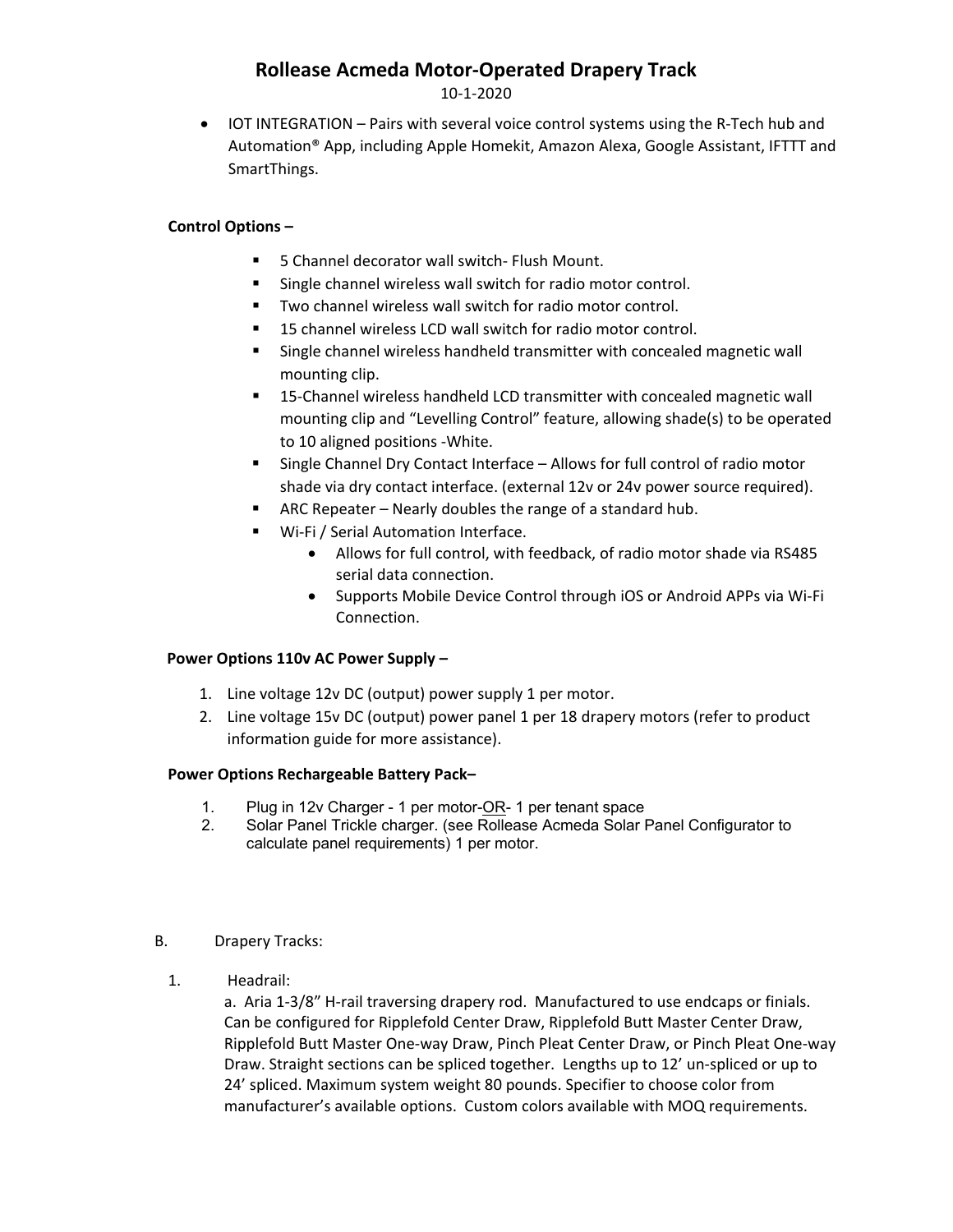- IOT INTEGRATION – Pairs with several voice control systems using the R-Tech hub and Automation® App, including Apple Homekit, Amazon Alexa, Google Assistant, IFTTT and SmartThings.

**Control Options –**

- 5 Channel decorator wall switch- Flush Mount.
- Single channel wireless wall switch for radio motor control.
- Two channel wireless wall switch for radio motor control.
- 15 channel wireless LCD wall switch for radio motor control.
- Single channel wireless handheld transmitter with concealed magnetic wall mounting clip.
- 15-Channel wireless handheld LCD transmitter with concealed magnetic wall mounting clip and "Levelling Control" feature, allowing shade(s) to be operated to 10 aligned positions -White.
- Single Channel Dry Contact Interface – Allows for full control of radio motor shade via dry contact interface. (external 12v or 24v power source required).
- ARC Repeater – Nearly doubles the range of a standard hub.
- Wi-Fi / Serial Automation Interface.
  - Allows for full control, with feedback, of radio motor shade via RS485 serial data connection.
  - Supports Mobile Device Control through iOS or Android APPs via Wi-Fi Connection.

**Power Options 110v AC Power Supply –**

1. Line voltage 12v DC (output) power supply 1 per motor.
2. Line voltage 15v DC (output) power panel 1 per 18 drapery motors (refer to product information guide for more assistance).

**Power Options Rechargeable Battery Pack–**

1. Plug in 12v Charger - 1 per motor-<u>OR</u>- 1 per tenant space
2. Solar Panel Trickle charger. (see Rollease Acmeda Solar Panel Configurator to calculate panel requirements) 1 per motor.

B. Drapery Tracks:

1. Headrail:

   a. Aria 1-3/8" H-rail traversing drapery rod. Manufactured to use endcaps or finials. Can be configured for Ripplefold Center Draw, Ripplefold Butt Master Center Draw, Ripplefold Butt Master One-way Draw, Pinch Pleat Center Draw, or Pinch Pleat One-way Draw. Straight sections can be spliced together. Lengths up to 12' un-spliced or up to 24' spliced. Maximum system weight 80 pounds. Specifier to choose color from manufacturer's available options. Custom colors available with MOQ requirements.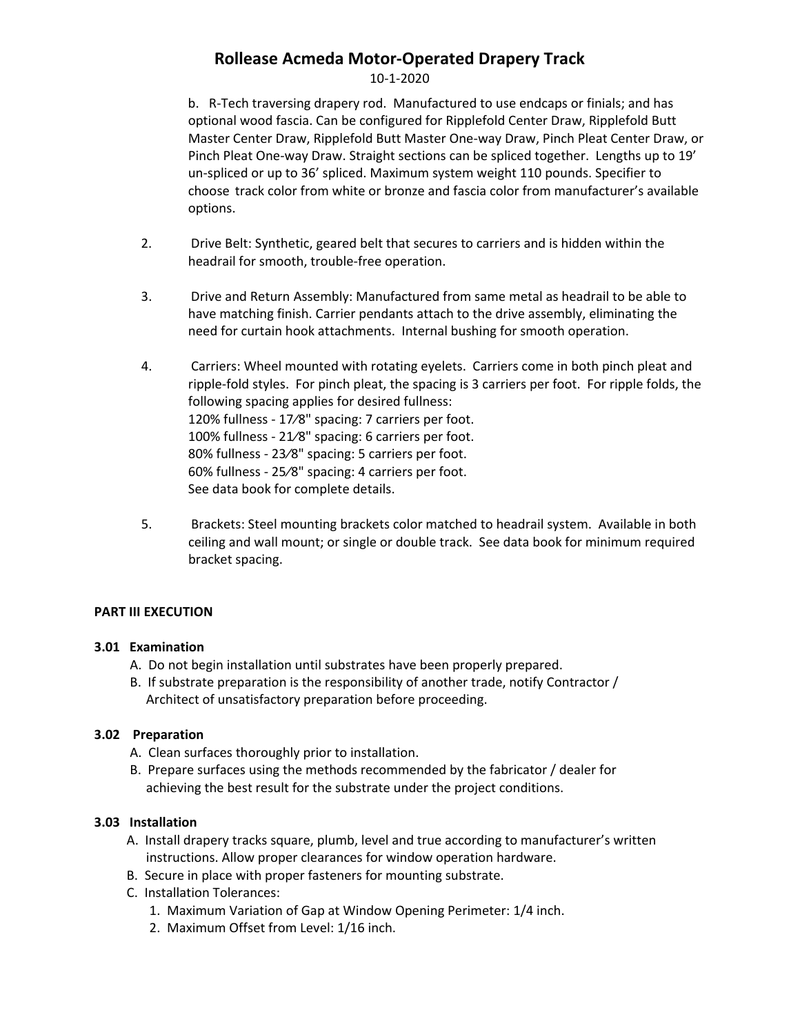b. R-Tech traversing drapery rod. Manufactured to use endcaps or finials; and has optional wood fascia. Can be configured for Ripplefold Center Draw, Ripplefold Butt Master Center Draw, Ripplefold Butt Master One-way Draw, Pinch Pleat Center Draw, or Pinch Pleat One-way Draw. Straight sections can be spliced together. Lengths up to 19' un-spliced or up to 36' spliced. Maximum system weight 110 pounds. Specifier to choose track color from white or bronze and fascia color from manufacturer's available options.

2. Drive Belt: Synthetic, geared belt that secures to carriers and is hidden within the headrail for smooth, trouble-free operation.

3. Drive and Return Assembly: Manufactured from same metal as headrail to be able to have matching finish. Carrier pendants attach to the drive assembly, eliminating the need for curtain hook attachments. Internal bushing for smooth operation.

4. Carriers: Wheel mounted with rotating eyelets. Carriers come in both pinch pleat and ripple-fold styles. For pinch pleat, the spacing is 3 carriers per foot. For ripple folds, the following spacing applies for desired fullness:
   120% fullness - 17⁄8" spacing: 7 carriers per foot.
   100% fullness - 21⁄8" spacing: 6 carriers per foot.
   80% fullness - 23⁄8" spacing: 5 carriers per foot.
   60% fullness - 25⁄8" spacing: 4 carriers per foot.
   See data book for complete details.

5. Brackets: Steel mounting brackets color matched to headrail system. Available in both ceiling and wall mount; or single or double track. See data book for minimum required bracket spacing.

## PART III EXECUTION

### 3.01 Examination

A. Do not begin installation until substrates have been properly prepared.
B. If substrate preparation is the responsibility of another trade, notify Contractor / Architect of unsatisfactory preparation before proceeding.

### 3.02 Preparation

A. Clean surfaces thoroughly prior to installation.
B. Prepare surfaces using the methods recommended by the fabricator / dealer for achieving the best result for the substrate under the project conditions.

### 3.03 Installation

A. Install drapery tracks square, plumb, level and true according to manufacturer's written instructions. Allow proper clearances for window operation hardware.
B. Secure in place with proper fasteners for mounting substrate.
C. Installation Tolerances:
   1. Maximum Variation of Gap at Window Opening Perimeter: 1/4 inch.
   2. Maximum Offset from Level: 1/16 inch.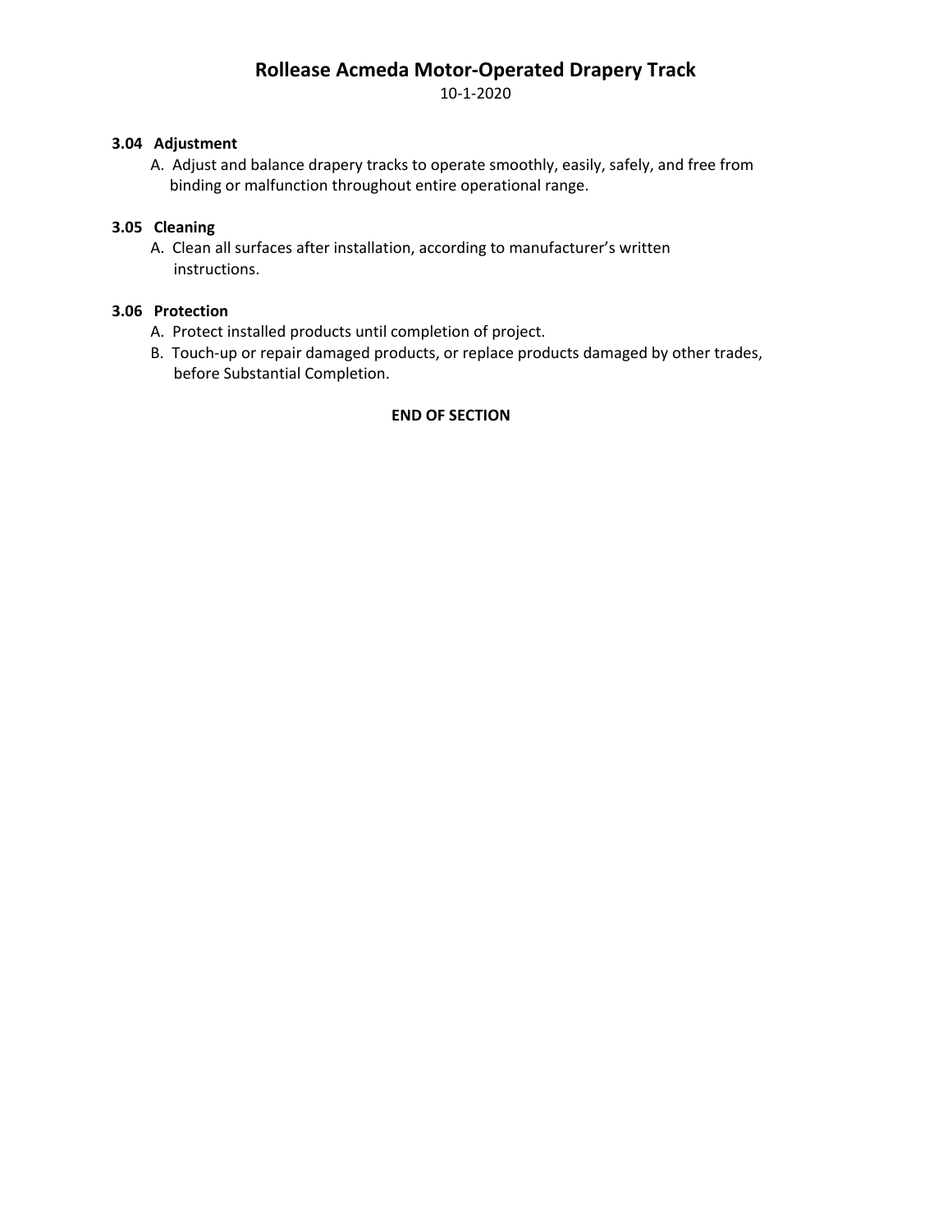### 3.04 Adjustment

A. Adjust and balance drapery tracks to operate smoothly, easily, safely, and free from binding or malfunction throughout entire operational range.

### 3.05 Cleaning

A. Clean all surfaces after installation, according to manufacturer's written instructions.

### 3.06 Protection

A. Protect installed products until completion of project.

B. Touch-up or repair damaged products, or replace products damaged by other trades, before Substantial Completion.

**END OF SECTION**